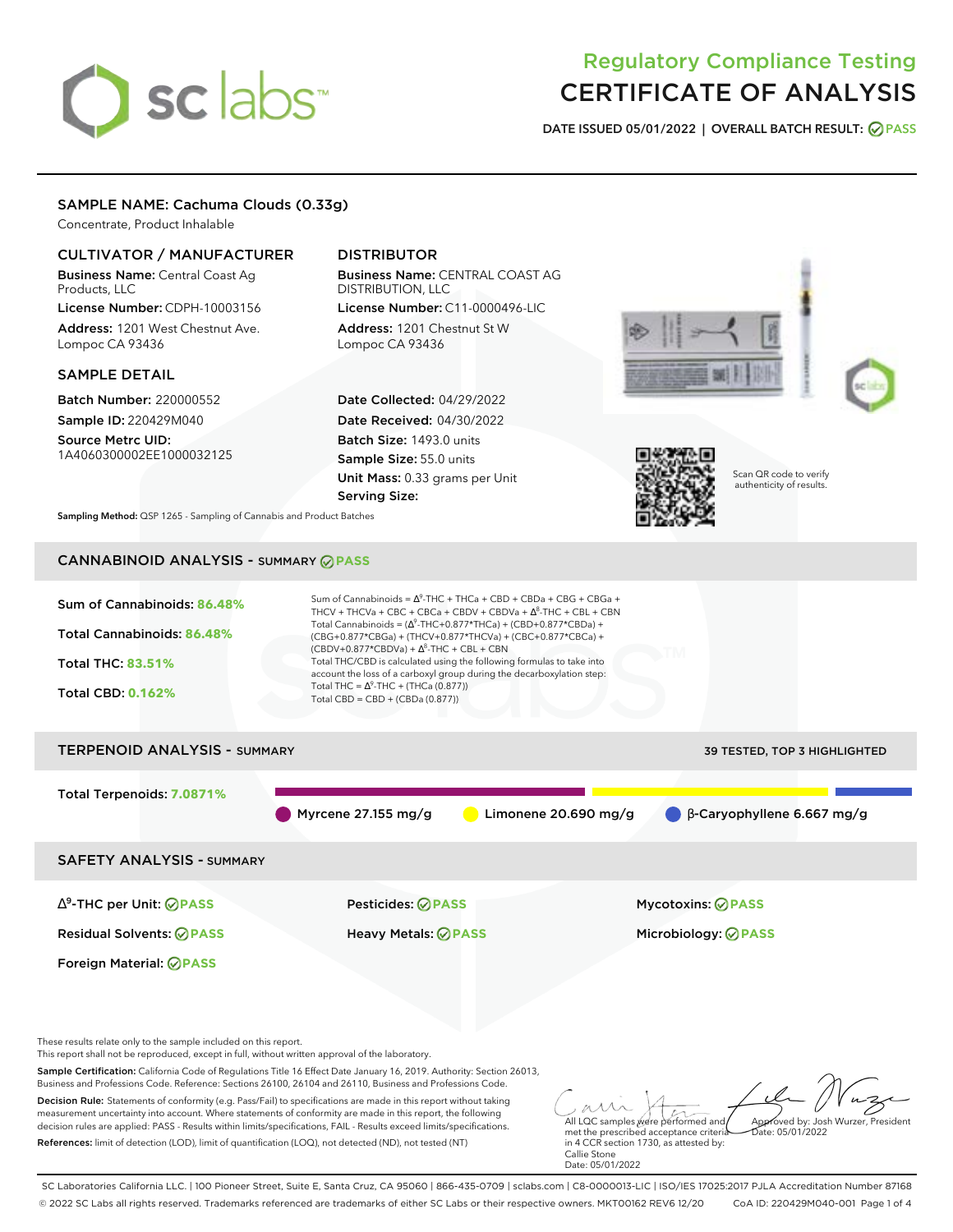sc labs

# Regulatory Compliance Testing
# CERTIFICATE OF ANALYSIS

DATE ISSUED 05/01/2022 | OVERALL BATCH RESULT: PASS

## SAMPLE NAME: Cachuma Clouds (0.33g)

Concentrate, Product Inhalable

### CULTIVATOR / MANUFACTURER

**Business Name:** Central Coast Ag Products, LLC
**License Number:** CDPH-10003156
**Address:** 1201 West Chestnut Ave. Lompoc CA 93436

### DISTRIBUTOR

**Business Name:** CENTRAL COAST AG DISTRIBUTION, LLC
**License Number:** C11-0000496-LIC
**Address:** 1201 Chestnut St W Lompoc CA 93436

### SAMPLE DETAIL

**Batch Number:** 220000552
**Sample ID:** 220429M040
**Source Metrc UID:** 1A4060300002EE1000032125

**Date Collected:** 04/29/2022
**Date Received:** 04/30/2022
**Batch Size:** 1493.0 units
**Sample Size:** 55.0 units
**Unit Mass:** 0.33 grams per Unit
**Serving Size:**

Scan QR code to verify authenticity of results.

**Sampling Method:** QSP 1265 - Sampling of Cannabis and Product Batches

## CANNABINOID ANALYSIS - SUMMARY PASS

Sum of Cannabinoids: **86.48%**
Total Cannabinoids: **86.48%**
Total THC: **83.51%**
Total CBD: **0.162%**

Sum of Cannabinoids = $\Delta^9$-THC + THCa + CBD + CBDa + CBG + CBGa + THCV + THCVa + CBC + CBCa + CBDV + CBDVa + $\Delta^8$-THC + CBL + CBN
Total Cannabinoids = ($\Delta^9$-THC+0.877*THCa) + (CBD+0.877*CBDa) + (CBG+0.877*CBGa) + (THCV+0.877*THCVa) + (CBC+0.877*CBCa) + (CBDV+0.877*CBDVa) + $\Delta^8$-THC + CBL + CBN
Total THC/CBD is calculated using the following formulas to take into account the loss of a carboxyl group during the decarboxylation step:
Total THC = $\Delta^9$-THC + (THCa (0.877))
Total CBD = CBD + (CBDa (0.877))

## TERPENOID ANALYSIS - SUMMARY

39 TESTED, TOP 3 HIGHLIGHTED

Total Terpenoids: **7.0871%**

Myrcene 27.155 mg/g
Limonene 20.690 mg/g
β-Caryophyllene 6.667 mg/g

## SAFETY ANALYSIS - SUMMARY

$\Delta^9$-THC per Unit: PASS
Pesticides: PASS
Mycotoxins: PASS
Residual Solvents: PASS
Heavy Metals: PASS
Microbiology: PASS
Foreign Material: PASS

These results relate only to the sample included on this report.
This report shall not be reproduced, except in full, without written approval of the laboratory.

**Sample Certification:** California Code of Regulations Title 16 Effect Date January 16, 2019. Authority: Section 26013, Business and Professions Code. Reference: Sections 26100, 26104 and 26110, Business and Professions Code.

**Decision Rule:** Statements of conformity (e.g. Pass/Fail) to specifications are made in this report without taking measurement uncertainty into account. Where statements of conformity are made in this report, the following decision rules are applied: PASS - Results within limits/specifications, FAIL - Results exceed limits/specifications.

**References:** limit of detection (LOD), limit of quantification (LOQ), not detected (ND), not tested (NT)

All LQC samples were performed and met the prescribed acceptance criteria in 4 CCR section 1730, as attested by: Callie Stone
Date: 05/01/2022

Approved by: Josh Wurzer, President
Date: 05/01/2022

SC Laboratories California LLC. | 100 Pioneer Street, Suite E, Santa Cruz, CA 95060 | 866-435-0709 | sclabs.com | C8-0000013-LIC | ISO/IES 17025:2017 PJLA Accreditation Number 87168
© 2022 SC Labs all rights reserved. Trademarks referenced are trademarks of either SC Labs or their respective owners. MKT00162 REV6 12/20 CoA ID: 220429M040-001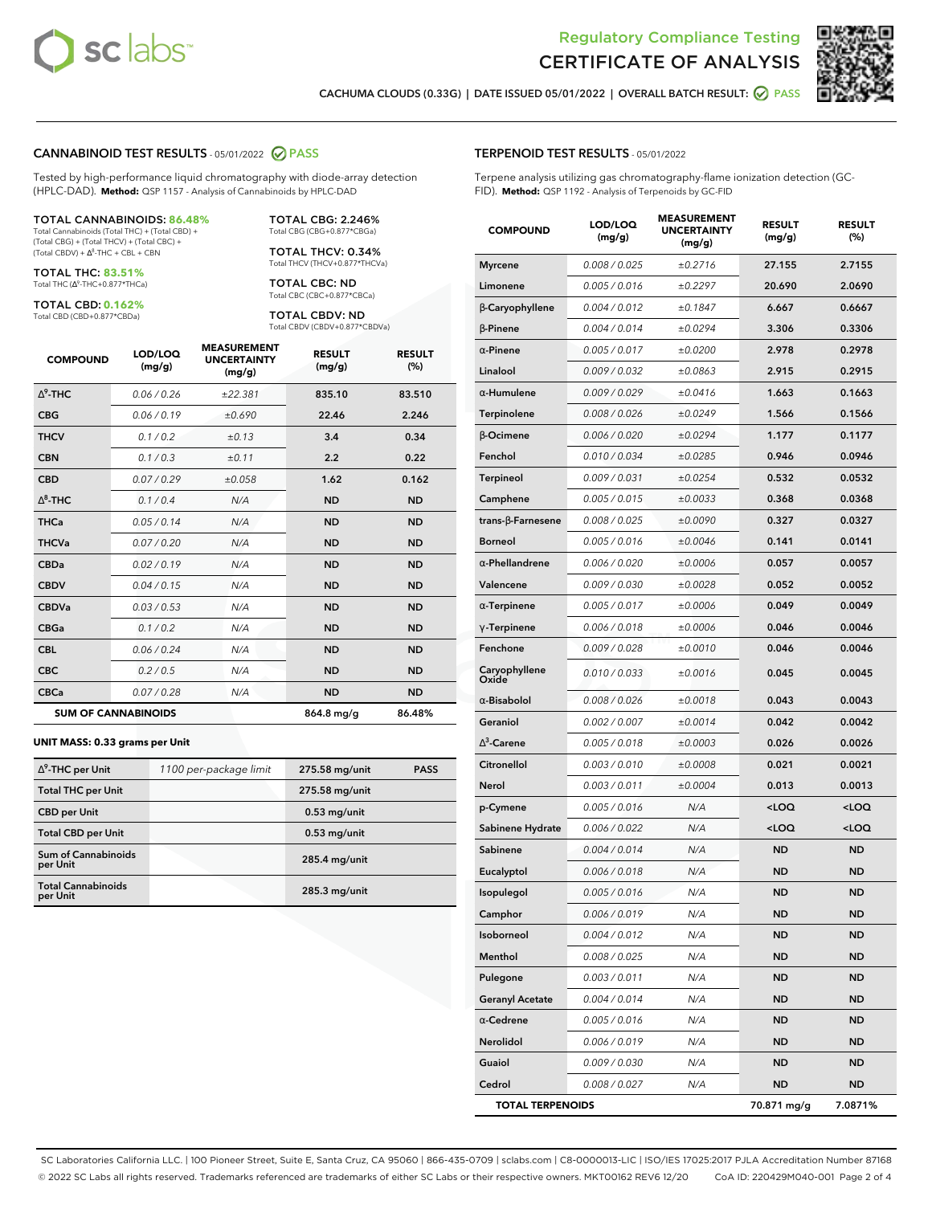# Regulatory Compliance Testing
# CERTIFICATE OF ANALYSIS

CACHUMA CLOUDS (0.33G) | DATE ISSUED 05/01/2022 | OVERALL BATCH RESULT: PASS

## CANNABINOID TEST RESULTS - 05/01/2022 PASS

Tested by high-performance liquid chromatography with diode-array detection (HPLC-DAD). **Method:** QSP 1157 - Analysis of Cannabinoids by HPLC-DAD

**TOTAL CANNABINOIDS: 86.48%**
Total Cannabinoids (Total THC) + (Total CBD) + (Total CBG) + (Total THCV) + (Total CBC) + (Total CBDV) + $\Delta^8$-THC + CBL + CBN

**TOTAL THC: 83.51%**
Total THC ($\Delta^9$-THC+0.877*THCa)

**TOTAL CBD: 0.162%**
Total CBD (CBD+0.877*CBDa)

**TOTAL CBG: 2.246%**
Total CBG (CBG+0.877*CBGa)

**TOTAL THCV: 0.34%**
Total THCV (THCV+0.877*THCVa)

**TOTAL CBC: ND**
Total CBC (CBC+0.877*CBCa)

**TOTAL CBDV: ND**
Total CBDV (CBDV+0.877*CBDVa)

| COMPOUND | LOD/LOQ (mg/g) | MEASUREMENT UNCERTAINTY (mg/g) | RESULT (mg/g) | RESULT (%) |
|---|---|---|---|---|
| $\Delta^9$-THC | 0.06 / 0.26 | ±22.381 | 835.10 | 83.510 |
| CBG | 0.06 / 0.19 | ±0.690 | 22.46 | 2.246 |
| THCV | 0.1 / 0.2 | ±0.13 | 3.4 | 0.34 |
| CBN | 0.1 / 0.3 | ±0.11 | 2.2 | 0.22 |
| CBD | 0.07 / 0.29 | ±0.058 | 1.62 | 0.162 |
| $\Delta^8$-THC | 0.1 / 0.4 | N/A | ND | ND |
| THCa | 0.05 / 0.14 | N/A | ND | ND |
| THCVa | 0.07 / 0.20 | N/A | ND | ND |
| CBDa | 0.02 / 0.19 | N/A | ND | ND |
| CBDV | 0.04 / 0.15 | N/A | ND | ND |
| CBDVa | 0.03 / 0.53 | N/A | ND | ND |
| CBGa | 0.1 / 0.2 | N/A | ND | ND |
| CBL | 0.06 / 0.24 | N/A | ND | ND |
| CBC | 0.2 / 0.5 | N/A | ND | ND |
| CBCa | 0.07 / 0.28 | N/A | ND | ND |
| **SUM OF CANNABINOIDS** | | | 864.8 mg/g | 86.48% |

**UNIT MASS: 0.33 grams per Unit**

| | | | |
|---|---|---|---|
| $\Delta^9$-THC per Unit | 1100 per-package limit | 275.58 mg/unit | PASS |
| Total THC per Unit | | 275.58 mg/unit | |
| CBD per Unit | | 0.53 mg/unit | |
| Total CBD per Unit | | 0.53 mg/unit | |
| Sum of Cannabinoids per Unit | | 285.4 mg/unit | |
| Total Cannabinoids per Unit | | 285.3 mg/unit | |

## TERPENOID TEST RESULTS - 05/01/2022

Terpene analysis utilizing gas chromatography-flame ionization detection (GC-FID). **Method:** QSP 1192 - Analysis of Terpenoids by GC-FID

| COMPOUND | LOD/LOQ (mg/g) | MEASUREMENT UNCERTAINTY (mg/g) | RESULT (mg/g) | RESULT (%) |
|---|---|---|---|---|
| Myrcene | 0.008 / 0.025 | ±0.2716 | 27.155 | 2.7155 |
| Limonene | 0.005 / 0.016 | ±0.2297 | 20.690 | 2.0690 |
| β-Caryophyllene | 0.004 / 0.012 | ±0.1847 | 6.667 | 0.6667 |
| β-Pinene | 0.004 / 0.014 | ±0.0294 | 3.306 | 0.3306 |
| α-Pinene | 0.005 / 0.017 | ±0.0200 | 2.978 | 0.2978 |
| Linalool | 0.009 / 0.032 | ±0.0863 | 2.915 | 0.2915 |
| α-Humulene | 0.009 / 0.029 | ±0.0416 | 1.663 | 0.1663 |
| Terpinolene | 0.008 / 0.026 | ±0.0249 | 1.566 | 0.1566 |
| β-Ocimene | 0.006 / 0.020 | ±0.0294 | 1.177 | 0.1177 |
| Fenchol | 0.010 / 0.034 | ±0.0285 | 0.946 | 0.0946 |
| Terpineol | 0.009 / 0.031 | ±0.0254 | 0.532 | 0.0532 |
| Camphene | 0.005 / 0.015 | ±0.0033 | 0.368 | 0.0368 |
| trans-β-Farnesene | 0.008 / 0.025 | ±0.0090 | 0.327 | 0.0327 |
| Borneol | 0.005 / 0.016 | ±0.0046 | 0.141 | 0.0141 |
| α-Phellandrene | 0.006 / 0.020 | ±0.0006 | 0.057 | 0.0057 |
| Valencene | 0.009 / 0.030 | ±0.0028 | 0.052 | 0.0052 |
| α-Terpinene | 0.005 / 0.017 | ±0.0006 | 0.049 | 0.0049 |
| γ-Terpinene | 0.006 / 0.018 | ±0.0006 | 0.046 | 0.0046 |
| Fenchone | 0.009 / 0.028 | ±0.0010 | 0.046 | 0.0046 |
| Caryophyllene Oxide | 0.010 / 0.033 | ±0.0016 | 0.045 | 0.0045 |
| α-Bisabolol | 0.008 / 0.026 | ±0.0018 | 0.043 | 0.0043 |
| Geraniol | 0.002 / 0.007 | ±0.0014 | 0.042 | 0.0042 |
| $\Delta^3$-Carene | 0.005 / 0.018 | ±0.0003 | 0.026 | 0.0026 |
| Citronellol | 0.003 / 0.010 | ±0.0008 | 0.021 | 0.0021 |
| Nerol | 0.003 / 0.011 | ±0.0004 | 0.013 | 0.0013 |
| p-Cymene | 0.005 / 0.016 | N/A | <LOQ | <LOQ |
| Sabinene Hydrate | 0.006 / 0.022 | N/A | <LOQ | <LOQ |
| Sabinene | 0.004 / 0.014 | N/A | ND | ND |
| Eucalyptol | 0.006 / 0.018 | N/A | ND | ND |
| Isopulegol | 0.005 / 0.016 | N/A | ND | ND |
| Camphor | 0.006 / 0.019 | N/A | ND | ND |
| Isoborneol | 0.004 / 0.012 | N/A | ND | ND |
| Menthol | 0.008 / 0.025 | N/A | ND | ND |
| Pulegone | 0.003 / 0.011 | N/A | ND | ND |
| Geranyl Acetate | 0.004 / 0.014 | N/A | ND | ND |
| α-Cedrene | 0.005 / 0.016 | N/A | ND | ND |
| Nerolidol | 0.006 / 0.019 | N/A | ND | ND |
| Guaiol | 0.009 / 0.030 | N/A | ND | ND |
| Cedrol | 0.008 / 0.027 | N/A | ND | ND |
| **TOTAL TERPENOIDS** | | | 70.871 mg/g | 7.0871% |

SC Laboratories California LLC. | 100 Pioneer Street, Suite E, Santa Cruz, CA 95060 | 866-435-0709 | sclabs.com | C8-0000013-LIC | ISO/IES 17025:2017 PJLA Accreditation Number 87168
© 2022 SC Labs all rights reserved. Trademarks referenced are trademarks of either SC Labs or their respective owners. MKT00162 REV6 12/20 CoA ID: 220429M040-001